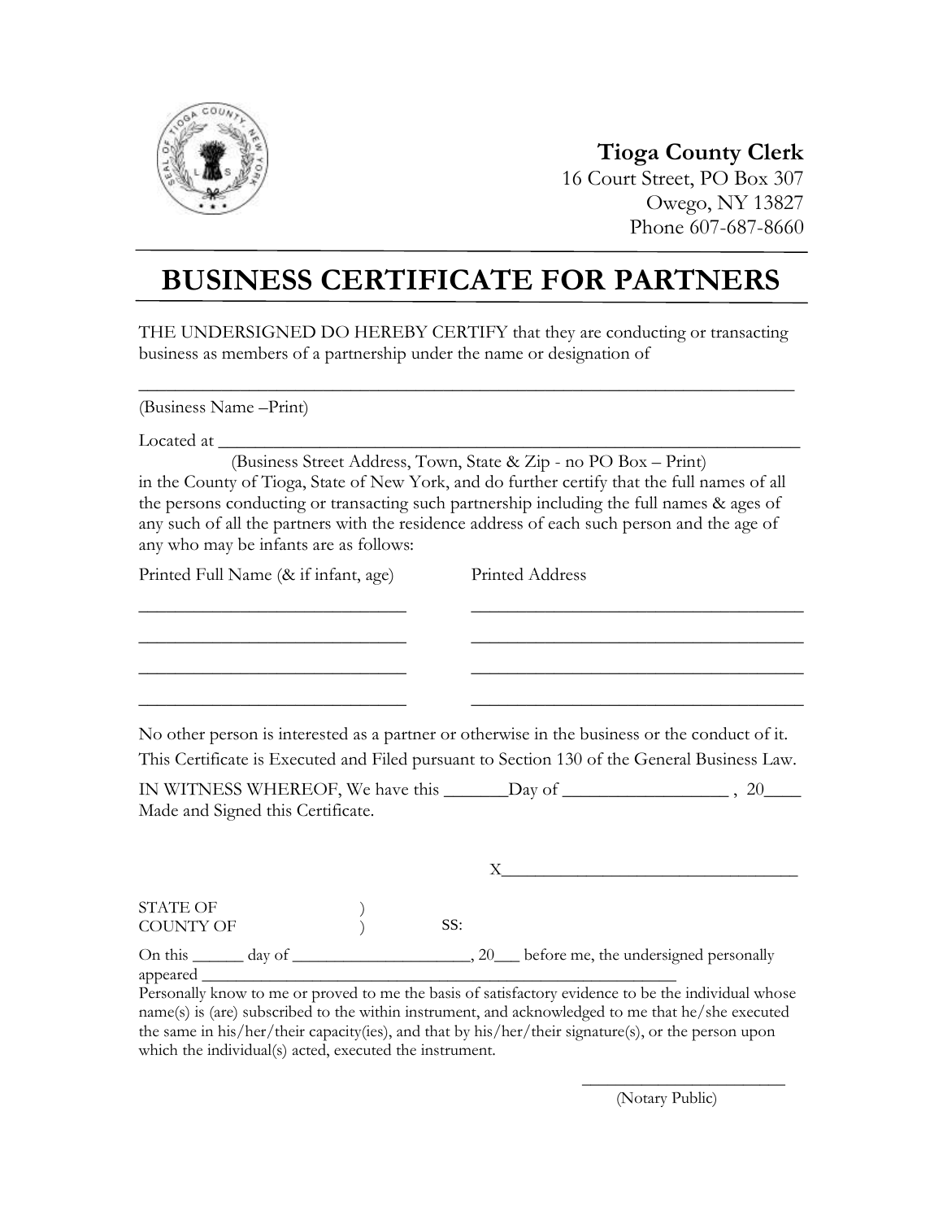**Tioga County Clerk**
16 Court Street, PO Box 307
Owego, NY 13827
Phone 607-687-8660

# BUSINESS CERTIFICATE FOR PARTNERS

THE UNDERSIGNED DO HEREBY CERTIFY that they are conducting or transacting business as members of a partnership under the name or designation of

_______________________________________________________________________

(Business Name –Print)

Located at _____________________________________________________________

(Business Street Address, Town, State & Zip - no PO Box – Print)

in the County of Tioga, State of New York, and do further certify that the full names of all the persons conducting or transacting such partnership including the full names & ages of any such of all the partners with the residence address of each such person and the age of any who may be infants are as follows:

| Printed Full Name (& if infant, age) | Printed Address |
|---|---|
| ____________________________ | ____________________________________ |
| ____________________________ | ____________________________________ |
| ____________________________ | ____________________________________ |
| ____________________________ | ____________________________________ |

No other person is interested as a partner or otherwise in the business or the conduct of it.

This Certificate is Executed and Filed pursuant to Section 130 of the General Business Law.

IN WITNESS WHEREOF, We have this _______Day of __________________ , 20____ Made and Signed this Certificate.

X_________________________________

STATE OF )
COUNTY OF ) SS:

On this ______ day of ____________________, 20___ before me, the undersigned personally appeared _______________________________________________________

Personally know to me or proved to me the basis of satisfactory evidence to be the individual whose name(s) is (are) subscribed to the within instrument, and acknowledged to me that he/she executed the same in his/her/their capacity(ies), and that by his/her/their signature(s), or the person upon which the individual(s) acted, executed the instrument.

________________________
(Notary Public)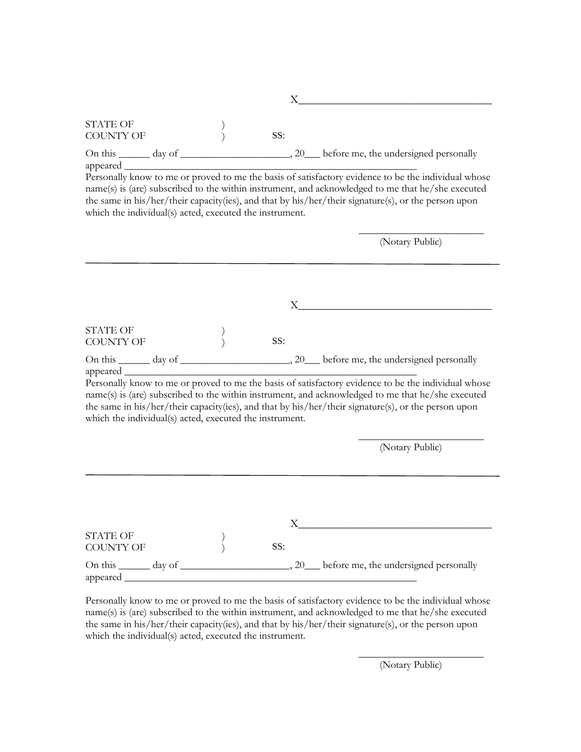X___________________________________

STATE OF )
COUNTY OF ) SS:

On this ______ day of ______________________, 20___ before me, the undersigned personally appeared ___________________________________________________________

Personally know to me or proved to me the basis of satisfactory evidence to be the individual whose name(s) is (are) subscribed to the within instrument, and acknowledged to me that he/she executed the same in his/her/their capacity(ies), and that by his/her/their signature(s), or the person upon which the individual(s) acted, executed the instrument.

_________________________
(Notary Public)

---

X___________________________________

STATE OF )
COUNTY OF ) SS:

On this ______ day of ______________________, 20___ before me, the undersigned personally appeared ___________________________________________________________

Personally know to me or proved to me the basis of satisfactory evidence to be the individual whose name(s) is (are) subscribed to the within instrument, and acknowledged to me that he/she executed the same in his/her/their capacity(ies), and that by his/her/their signature(s), or the person upon which the individual(s) acted, executed the instrument.

_________________________
(Notary Public)

---

X___________________________________

STATE OF )
COUNTY OF ) SS:

On this ______ day of ______________________, 20___ before me, the undersigned personally appeared ___________________________________________________________

Personally know to me or proved to me the basis of satisfactory evidence to be the individual whose name(s) is (are) subscribed to the within instrument, and acknowledged to me that he/she executed the same in his/her/their capacity(ies), and that by his/her/their signature(s), or the person upon which the individual(s) acted, executed the instrument.

_________________________
(Notary Public)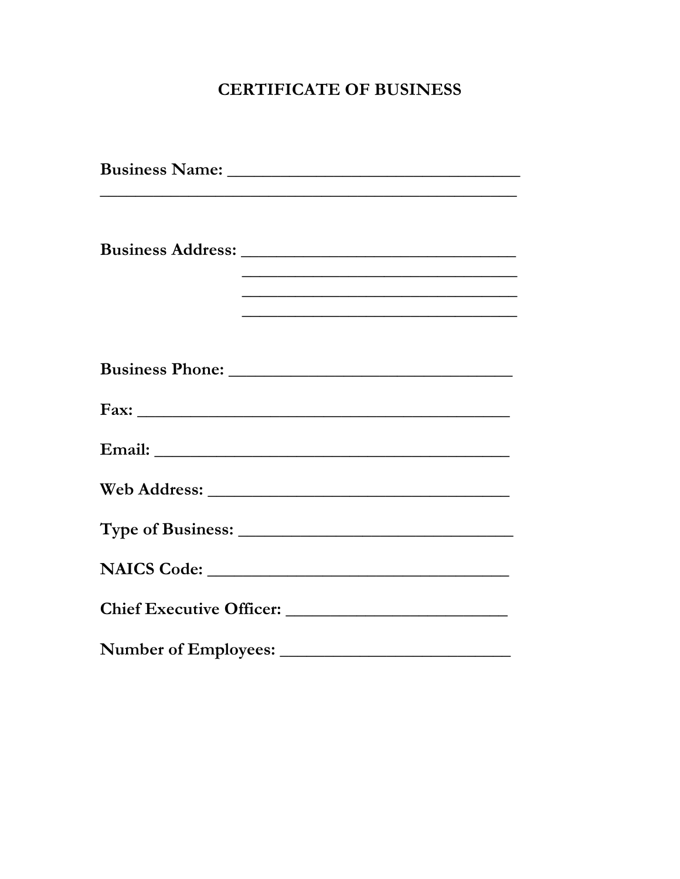# CERTIFICATE OF BUSINESS

**Business Name:** ___________________________________
_______________________________________________

**Business Address:** _________________________________
_________________________________
_________________________________
_________________________________

**Business Phone:** _________________________________

**Fax:** ___________________________________________

**Email:** _________________________________________

**Web Address:** ____________________________________

**Type of Business:** _________________________________

**NAICS Code:** ____________________________________

**Chief Executive Officer:** __________________________

**Number of Employees:** ___________________________